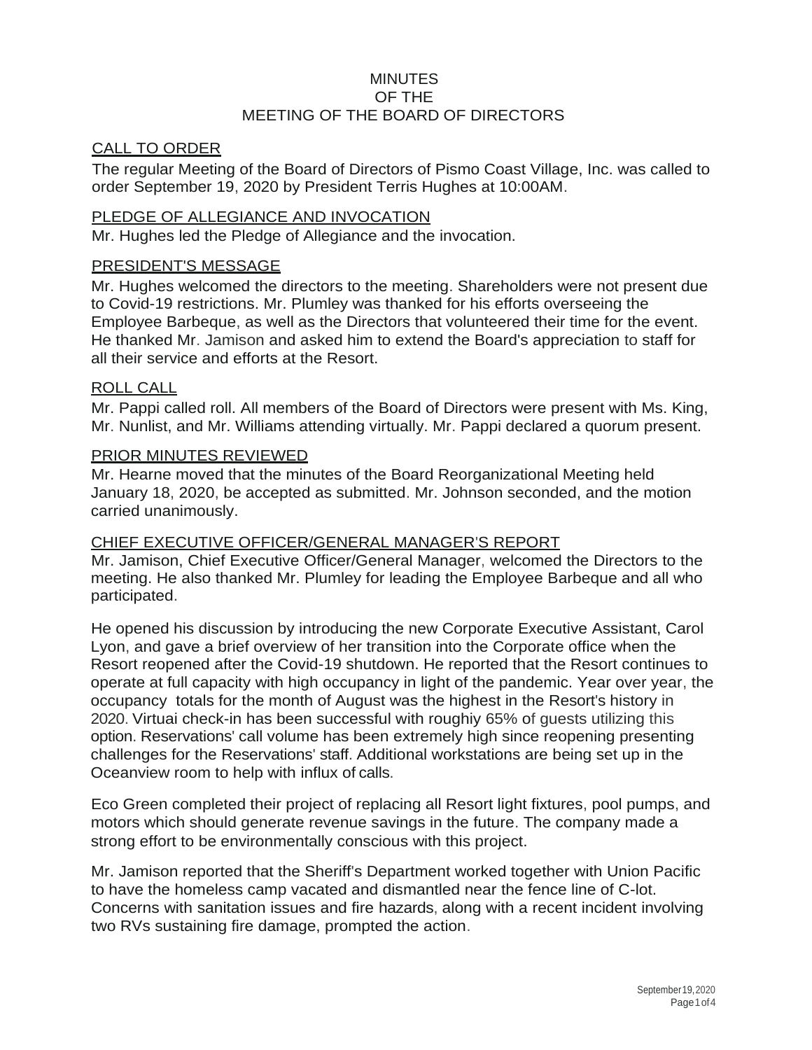# MINUTES
# OF THE
# MEETING OF THE BOARD OF DIRECTORS

## CALL TO ORDER

The regular Meeting of the Board of Directors of Pismo Coast Village, Inc. was called to order September 19, 2020 by President Terris Hughes at 10:00AM.

## PLEDGE OF ALLEGIANCE AND INVOCATION

Mr. Hughes led the Pledge of Allegiance and the invocation.

## PRESIDENT'S MESSAGE

Mr. Hughes welcomed the directors to the meeting. Shareholders were not present due to Covid-19 restrictions. Mr. Plumley was thanked for his efforts overseeing the Employee Barbeque, as well as the Directors that volunteered their time for the event. He thanked Mr. Jamison and asked him to extend the Board's appreciation to staff for all their service and efforts at the Resort.

## ROLL CALL

Mr. Pappi called roll. All members of the Board of Directors were present with Ms. King, Mr. Nunlist, and Mr. Williams attending virtually. Mr. Pappi declared a quorum present.

## PRIOR MINUTES REVIEWED

Mr. Hearne moved that the minutes of the Board Reorganizational Meeting held January 18, 2020, be accepted as submitted. Mr. Johnson seconded, and the motion carried unanimously.

## CHIEF EXECUTIVE OFFICER/GENERAL MANAGER'S REPORT

Mr. Jamison, Chief Executive Officer/General Manager, welcomed the Directors to the meeting. He also thanked Mr. Plumley for leading the Employee Barbeque and all who participated.

He opened his discussion by introducing the new Corporate Executive Assistant, Carol Lyon, and gave a brief overview of her transition into the Corporate office when the Resort reopened after the Covid-19 shutdown. He reported that the Resort continues to operate at full capacity with high occupancy in light of the pandemic. Year over year, the occupancy totals for the month of August was the highest in the Resort's history in 2020. Virtual check-in has been successful with roughly 65% of guests utilizing this option. Reservations' call volume has been extremely high since reopening presenting challenges for the Reservations' staff. Additional workstations are being set up in the Oceanview room to help with influx of calls.

Eco Green completed their project of replacing all Resort light fixtures, pool pumps, and motors which should generate revenue savings in the future. The company made a strong effort to be environmentally conscious with this project.

Mr. Jamison reported that the Sheriff's Department worked together with Union Pacific to have the homeless camp vacated and dismantled near the fence line of C-lot. Concerns with sanitation issues and fire hazards, along with a recent incident involving two RVs sustaining fire damage, prompted the action.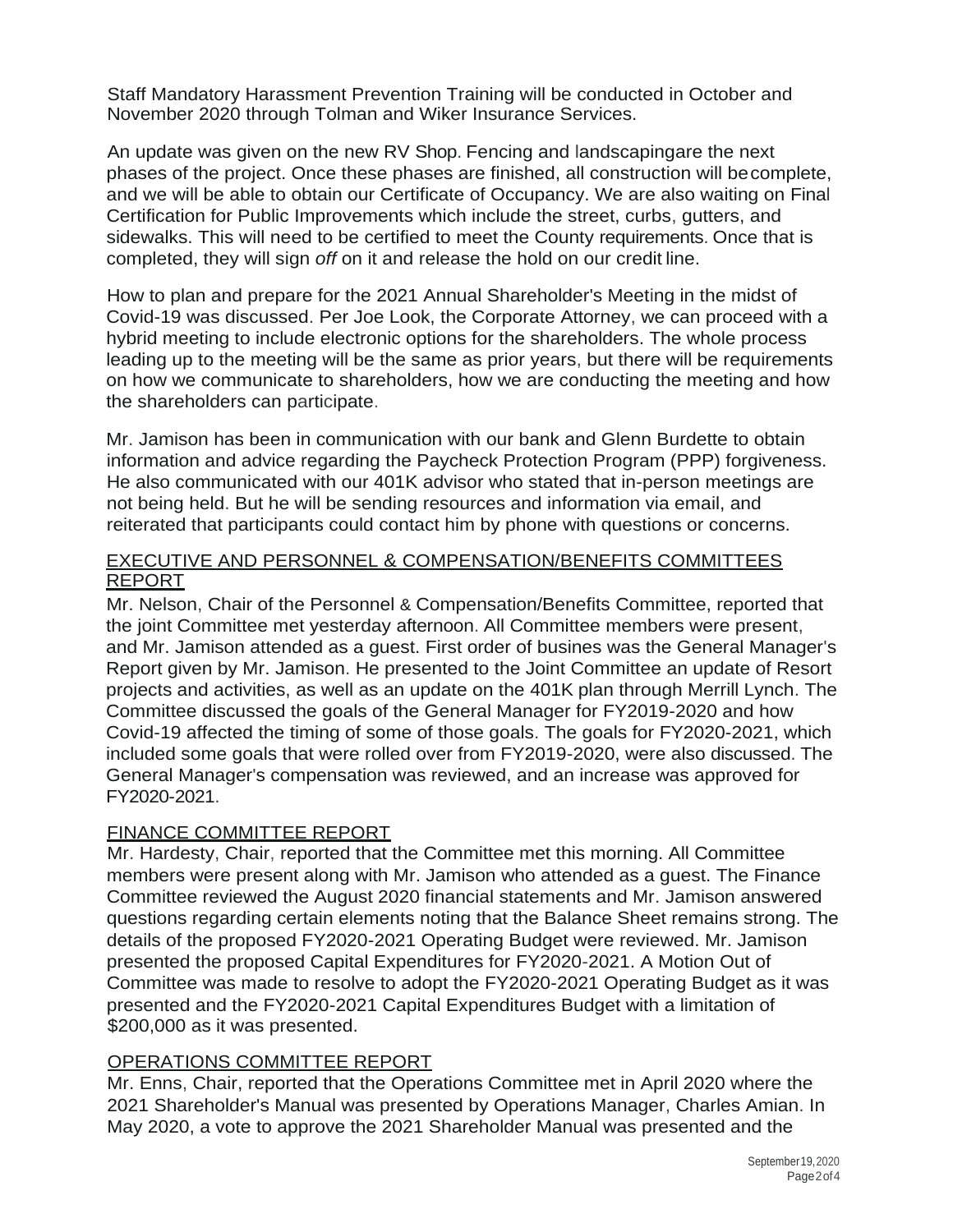Staff Mandatory Harassment Prevention Training will be conducted in October and November 2020 through Tolman and Wiker Insurance Services.

An update was given on the new RV Shop. Fencing and landscapingare the next phases of the project. Once these phases are finished, all construction will becomplete, and we will be able to obtain our Certificate of Occupancy. We are also waiting on Final Certification for Public Improvements which include the street, curbs, gutters, and sidewalks. This will need to be certified to meet the County requirements. Once that is completed, they will sign *off* on it and release the hold on our credit line.

How to plan and prepare for the 2021 Annual Shareholder's Meeting in the midst of Covid-19 was discussed. Per Joe Look, the Corporate Attorney, we can proceed with a hybrid meeting to include electronic options for the shareholders. The whole process leading up to the meeting will be the same as prior years, but there will be requirements on how we communicate to shareholders, how we are conducting the meeting and how the shareholders can participate.

Mr. Jamison has been in communication with our bank and Glenn Burdette to obtain information and advice regarding the Paycheck Protection Program (PPP) forgiveness. He also communicated with our 401K advisor who stated that in-person meetings are not being held. But he will be sending resources and information via email, and reiterated that participants could contact him by phone with questions or concerns.

## EXECUTIVE AND PERSONNEL & COMPENSATION/BENEFITS COMMITTEES REPORT

Mr. Nelson, Chair of the Personnel & Compensation/Benefits Committee, reported that the joint Committee met yesterday afternoon. All Committee members were present, and Mr. Jamison attended as a guest. First order of busines was the General Manager's Report given by Mr. Jamison. He presented to the Joint Committee an update of Resort projects and activities, as well as an update on the 401K plan through Merrill Lynch. The Committee discussed the goals of the General Manager for FY2019-2020 and how Covid-19 affected the timing of some of those goals. The goals for FY2020-2021, which included some goals that were rolled over from FY2019-2020, were also discussed. The General Manager's compensation was reviewed, and an increase was approved for FY2020-2021.

## FINANCE COMMITTEE REPORT

Mr. Hardesty, Chair, reported that the Committee met this morning. All Committee members were present along with Mr. Jamison who attended as a guest. The Finance Committee reviewed the August 2020 financial statements and Mr. Jamison answered questions regarding certain elements noting that the Balance Sheet remains strong. The details of the proposed FY2020-2021 Operating Budget were reviewed. Mr. Jamison presented the proposed Capital Expenditures for FY2020-2021. A Motion Out of Committee was made to resolve to adopt the FY2020-2021 Operating Budget as it was presented and the FY2020-2021 Capital Expenditures Budget with a limitation of $200,000 as it was presented.

## OPERATIONS COMMITTEE REPORT

Mr. Enns, Chair, reported that the Operations Committee met in April 2020 where the 2021 Shareholder's Manual was presented by Operations Manager, Charles Amian. In May 2020, a vote to approve the 2021 Shareholder Manual was presented and the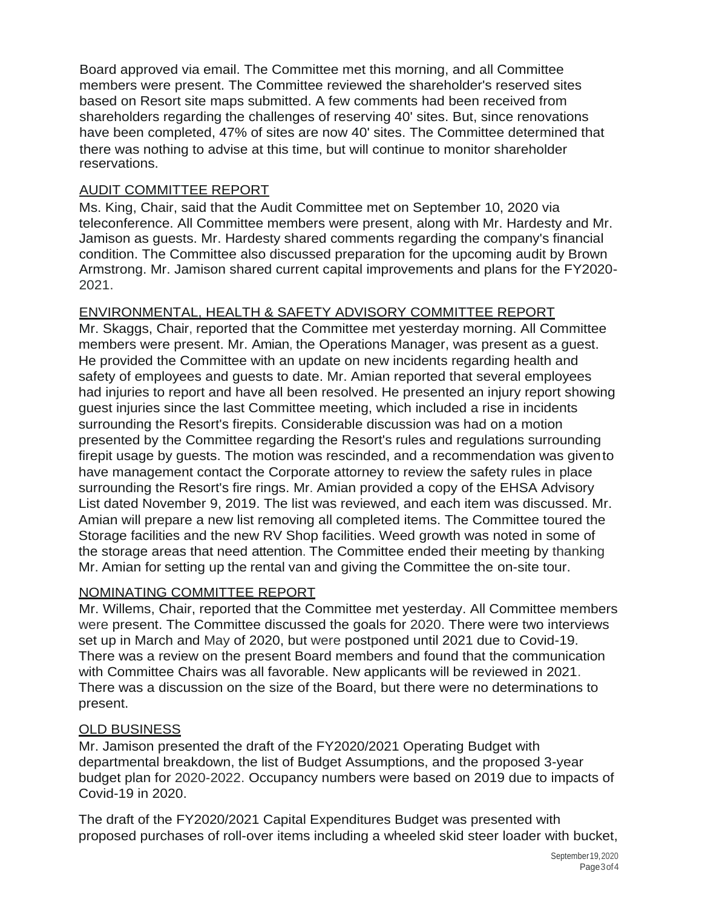Board approved via email. The Committee met this morning, and all Committee members were present. The Committee reviewed the shareholder's reserved sites based on Resort site maps submitted. A few comments had been received from shareholders regarding the challenges of reserving 40' sites. But, since renovations have been completed, 47% of sites are now 40' sites. The Committee determined that there was nothing to advise at this time, but will continue to monitor shareholder reservations.

## AUDIT COMMITTEE REPORT

Ms. King, Chair, said that the Audit Committee met on September 10, 2020 via teleconference. All Committee members were present, along with Mr. Hardesty and Mr. Jamison as guests. Mr. Hardesty shared comments regarding the company's financial condition. The Committee also discussed preparation for the upcoming audit by Brown Armstrong. Mr. Jamison shared current capital improvements and plans for the FY2020-2021.

## ENVIRONMENTAL, HEALTH & SAFETY ADVISORY COMMITTEE REPORT

Mr. Skaggs, Chair, reported that the Committee met yesterday morning. All Committee members were present. Mr. Amian, the Operations Manager, was present as a guest. He provided the Committee with an update on new incidents regarding health and safety of employees and guests to date. Mr. Amian reported that several employees had injuries to report and have all been resolved. He presented an injury report showing guest injuries since the last Committee meeting, which included a rise in incidents surrounding the Resort's firepits. Considerable discussion was had on a motion presented by the Committee regarding the Resort's rules and regulations surrounding firepit usage by guests. The motion was rescinded, and a recommendation was given to have management contact the Corporate attorney to review the safety rules in place surrounding the Resort's fire rings. Mr. Amian provided a copy of the EHSA Advisory List dated November 9, 2019. The list was reviewed, and each item was discussed. Mr. Amian will prepare a new list removing all completed items. The Committee toured the Storage facilities and the new RV Shop facilities. Weed growth was noted in some of the storage areas that need attention. The Committee ended their meeting by thanking Mr. Amian for setting up the rental van and giving the Committee the on-site tour.

## NOMINATING COMMITTEE REPORT

Mr. Willems, Chair, reported that the Committee met yesterday. All Committee members were present. The Committee discussed the goals for 2020. There were two interviews set up in March and May of 2020, but were postponed until 2021 due to Covid-19. There was a review on the present Board members and found that the communication with Committee Chairs was all favorable. New applicants will be reviewed in 2021. There was a discussion on the size of the Board, but there were no determinations to present.

## OLD BUSINESS

Mr. Jamison presented the draft of the FY2020/2021 Operating Budget with departmental breakdown, the list of Budget Assumptions, and the proposed 3-year budget plan for 2020-2022. Occupancy numbers were based on 2019 due to impacts of Covid-19 in 2020.

The draft of the FY2020/2021 Capital Expenditures Budget was presented with proposed purchases of roll-over items including a wheeled skid steer loader with bucket,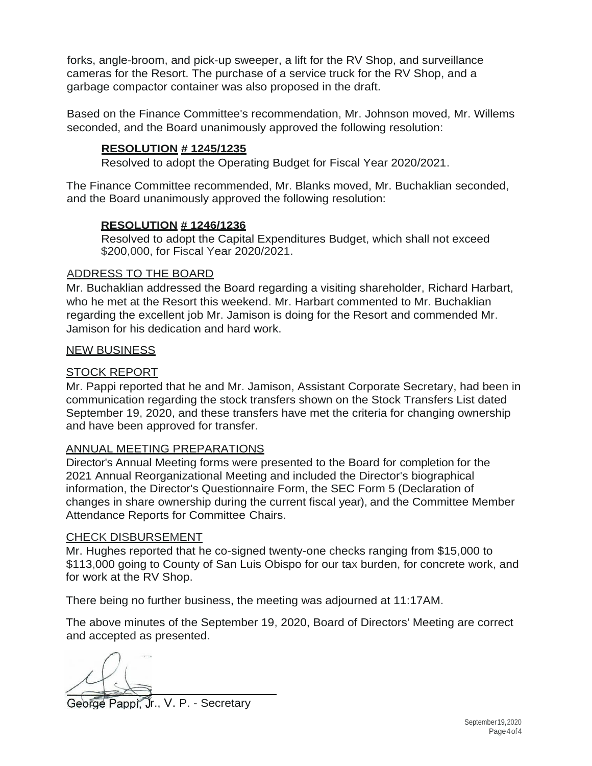forks, angle-broom, and pick-up sweeper, a lift for the RV Shop, and surveillance cameras for the Resort. The purchase of a service truck for the RV Shop, and a garbage compactor container was also proposed in the draft.

Based on the Finance Committee's recommendation, Mr. Johnson moved, Mr. Willems seconded, and the Board unanimously approved the following resolution:

> **RESOLUTION # 1245/1235**
> Resolved to adopt the Operating Budget for Fiscal Year 2020/2021.

The Finance Committee recommended, Mr. Blanks moved, Mr. Buchaklian seconded, and the Board unanimously approved the following resolution:

> **RESOLUTION # 1246/1236**
> Resolved to adopt the Capital Expenditures Budget, which shall not exceed $200,000, for Fiscal Year 2020/2021.

ADDRESS TO THE BOARD

Mr. Buchaklian addressed the Board regarding a visiting shareholder, Richard Harbart, who he met at the Resort this weekend. Mr. Harbart commented to Mr. Buchaklian regarding the excellent job Mr. Jamison is doing for the Resort and commended Mr. Jamison for his dedication and hard work.

NEW BUSINESS

STOCK REPORT

Mr. Pappi reported that he and Mr. Jamison, Assistant Corporate Secretary, had been in communication regarding the stock transfers shown on the Stock Transfers List dated September 19, 2020, and these transfers have met the criteria for changing ownership and have been approved for transfer.

ANNUAL MEETING PREPARATIONS

Director's Annual Meeting forms were presented to the Board for completion for the 2021 Annual Reorganizational Meeting and included the Director's biographical information, the Director's Questionnaire Form, the SEC Form 5 (Declaration of changes in share ownership during the current fiscal year), and the Committee Member Attendance Reports for Committee Chairs.

CHECK DISBURSEMENT

Mr. Hughes reported that he co-signed twenty-one checks ranging from $15,000 to $113,000 going to County of San Luis Obispo for our tax burden, for concrete work, and for work at the RV Shop.

There being no further business, the meeting was adjourned at 11:17AM.

The above minutes of the September 19, 2020, Board of Directors' Meeting are correct and accepted as presented.

George Pappi, Jr., V. P. - Secretary